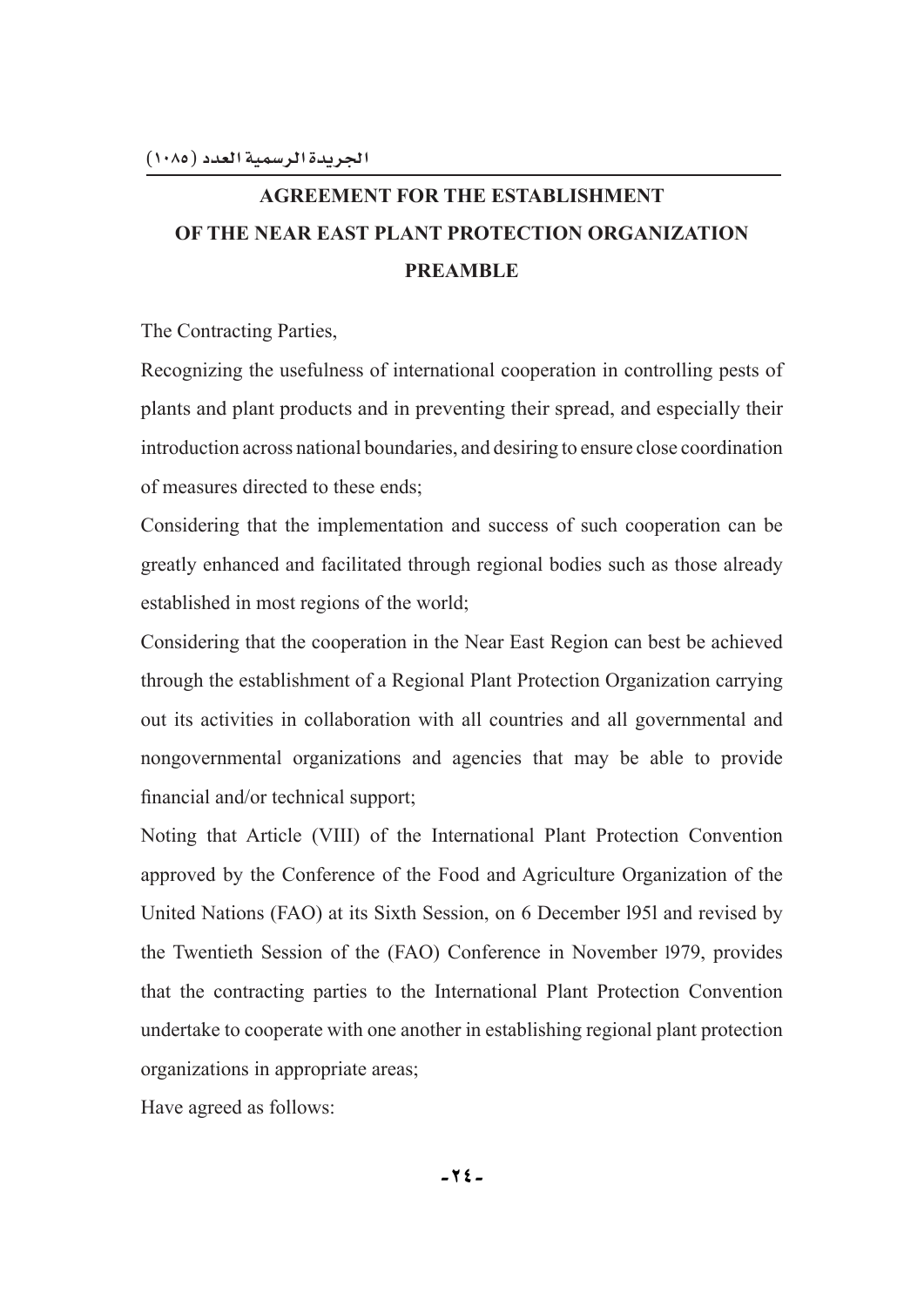# AGREEMENT FOR THE ESTABLISHMENT OF THE NEAR EAST PLANT PROTECTION ORGANIZATION

## PREAMBLE

The Contracting Parties,

Recognizing the usefulness of international cooperation in controlling pests of plants and plant products and in preventing their spread, and especially their introduction across national boundaries, and desiring to ensure close coordination of measures directed to these ends;

Considering that the implementation and success of such cooperation can be greatly enhanced and facilitated through regional bodies such as those already established in most regions of the world;

Considering that the cooperation in the Near East Region can best be achieved through the establishment of a Regional Plant Protection Organization carrying out its activities in collaboration with all countries and all governmental and nongovernmental organizations and agencies that may be able to provide financial and/or technical support;

Noting that Article (VIII) of the International Plant Protection Convention approved by the Conference of the Food and Agriculture Organization of the United Nations (FAO) at its Sixth Session, on 6 December 1951 and revised by the Twentieth Session of the (FAO) Conference in November 1979, provides that the contracting parties to the International Plant Protection Convention undertake to cooperate with one another in establishing regional plant protection organizations in appropriate areas;

Have agreed as follows: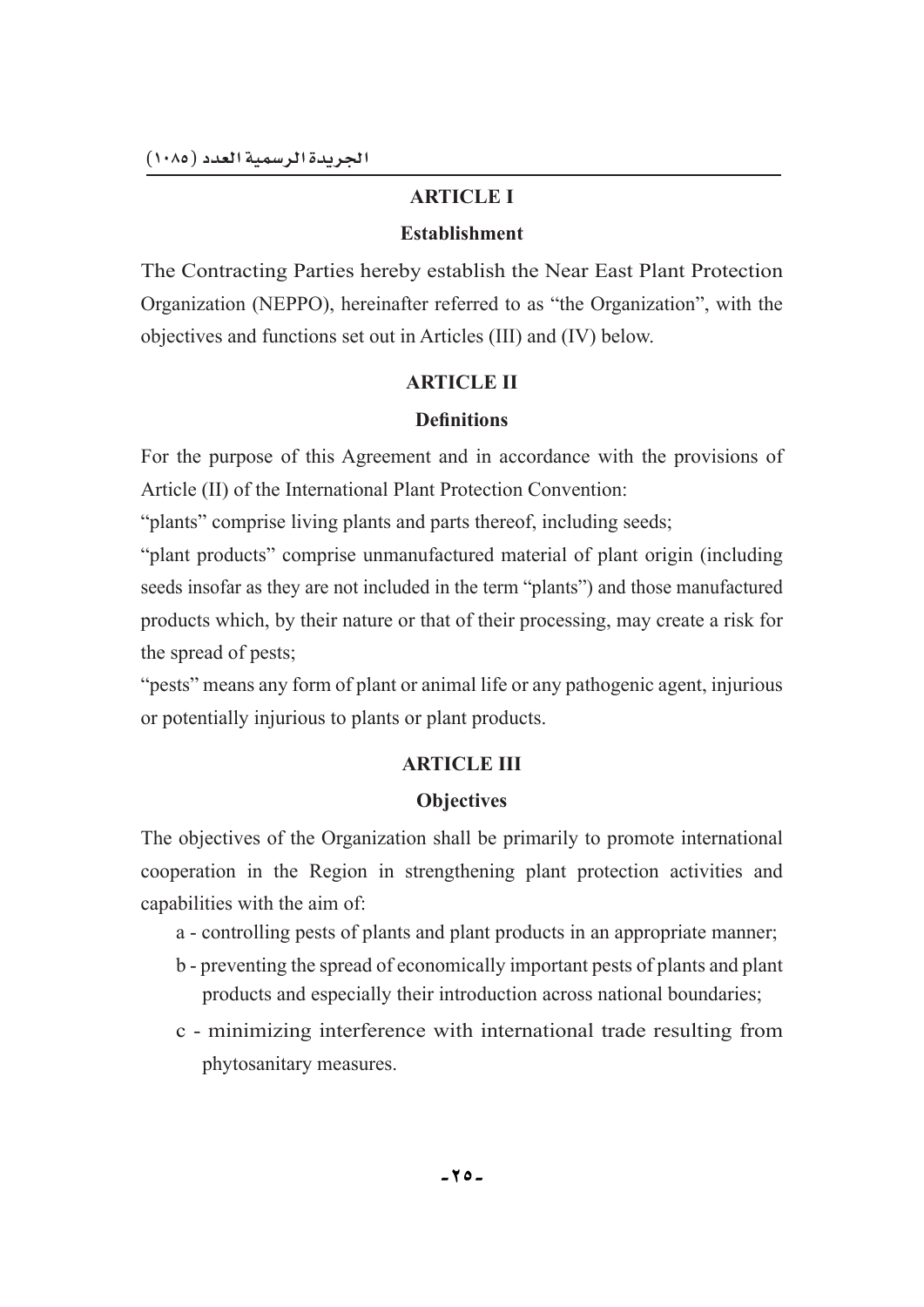## ARTICLE I

### Establishment

The Contracting Parties hereby establish the Near East Plant Protection Organization (NEPPO), hereinafter referred to as "the Organization", with the objectives and functions set out in Articles (III) and (IV) below.

## ARTICLE II

### Definitions

For the purpose of this Agreement and in accordance with the provisions of Article (II) of the International Plant Protection Convention:

"plants" comprise living plants and parts thereof, including seeds;

"plant products" comprise unmanufactured material of plant origin (including seeds insofar as they are not included in the term "plants") and those manufactured products which, by their nature or that of their processing, may create a risk for the spread of pests;

"pests" means any form of plant or animal life or any pathogenic agent, injurious or potentially injurious to plants or plant products.

## ARTICLE III

### Objectives

The objectives of the Organization shall be primarily to promote international cooperation in the Region in strengthening plant protection activities and capabilities with the aim of:

- a - controlling pests of plants and plant products in an appropriate manner;
- b - preventing the spread of economically important pests of plants and plant products and especially their introduction across national boundaries;
- c - minimizing interference with international trade resulting from phytosanitary measures.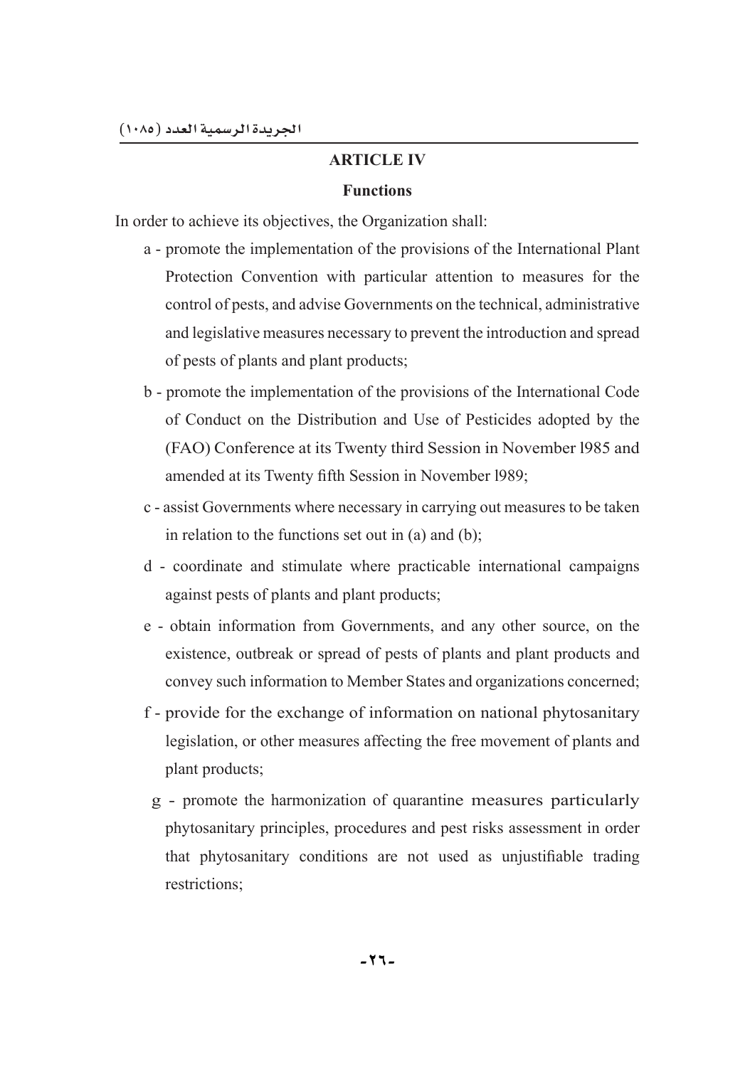## ARTICLE IV

### Functions

In order to achieve its objectives, the Organization shall:

a - promote the implementation of the provisions of the International Plant Protection Convention with particular attention to measures for the control of pests, and advise Governments on the technical, administrative and legislative measures necessary to prevent the introduction and spread of pests of plants and plant products;

b - promote the implementation of the provisions of the International Code of Conduct on the Distribution and Use of Pesticides adopted by the (FAO) Conference at its Twenty third Session in November l985 and amended at its Twenty fifth Session in November l989;

c - assist Governments where necessary in carrying out measures to be taken in relation to the functions set out in (a) and (b);

d - coordinate and stimulate where practicable international campaigns against pests of plants and plant products;

e - obtain information from Governments, and any other source, on the existence, outbreak or spread of pests of plants and plant products and convey such information to Member States and organizations concerned;

f - provide for the exchange of information on national phytosanitary legislation, or other measures affecting the free movement of plants and plant products;

g - promote the harmonization of quarantine measures particularly phytosanitary principles, procedures and pest risks assessment in order that phytosanitary conditions are not used as unjustifiable trading restrictions;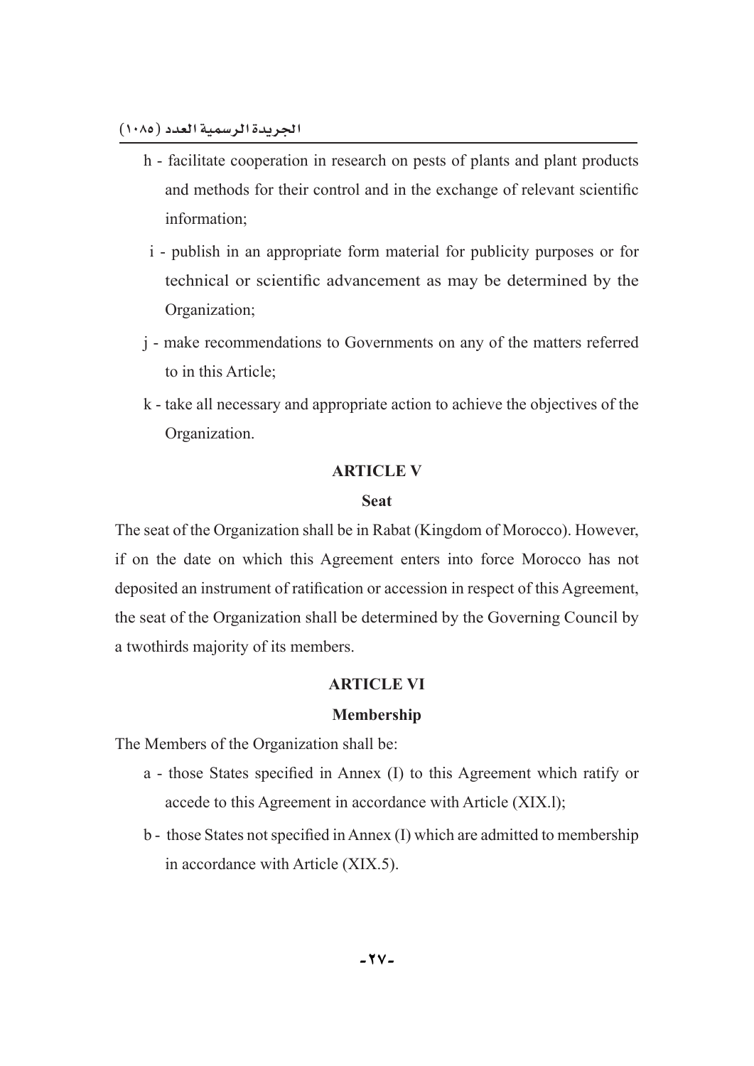h - facilitate cooperation in research on pests of plants and plant products and methods for their control and in the exchange of relevant scientific information;

i - publish in an appropriate form material for publicity purposes or for technical or scientific advancement as may be determined by the Organization;

j - make recommendations to Governments on any of the matters referred to in this Article;

k - take all necessary and appropriate action to achieve the objectives of the Organization.

**ARTICLE V**

**Seat**

The seat of the Organization shall be in Rabat (Kingdom of Morocco). However, if on the date on which this Agreement enters into force Morocco has not deposited an instrument of ratification or accession in respect of this Agreement, the seat of the Organization shall be determined by the Governing Council by a twothirds majority of its members.

**ARTICLE VI**

**Membership**

The Members of the Organization shall be:

a - those States specified in Annex (I) to this Agreement which ratify or accede to this Agreement in accordance with Article (XIX.l);

b - those States not specified in Annex (I) which are admitted to membership in accordance with Article (XIX.5).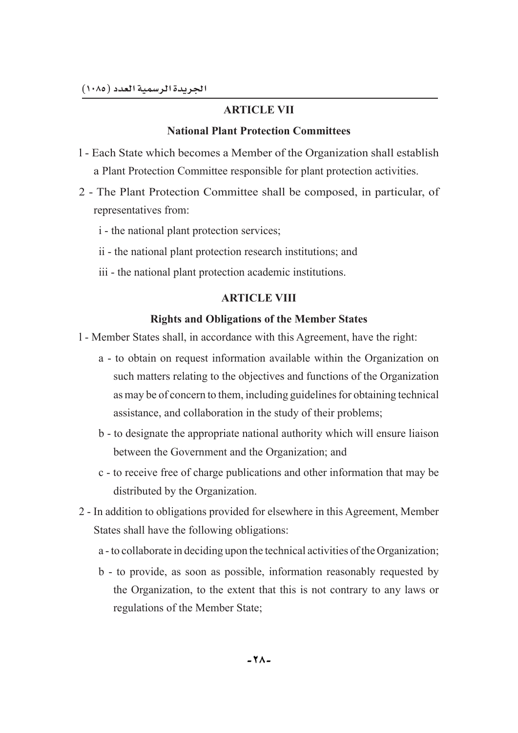## ARTICLE VII

### National Plant Protection Committees

1 - Each State which becomes a Member of the Organization shall establish a Plant Protection Committee responsible for plant protection activities.

2 - The Plant Protection Committee shall be composed, in particular, of representatives from:

   i - the national plant protection services;

   ii - the national plant protection research institutions; and

   iii - the national plant protection academic institutions.

## ARTICLE VIII

### Rights and Obligations of the Member States

1 - Member States shall, in accordance with this Agreement, have the right:

   a - to obtain on request information available within the Organization on such matters relating to the objectives and functions of the Organization as may be of concern to them, including guidelines for obtaining technical assistance, and collaboration in the study of their problems;

   b - to designate the appropriate national authority which will ensure liaison between the Government and the Organization; and

   c - to receive free of charge publications and other information that may be distributed by the Organization.

2 - In addition to obligations provided for elsewhere in this Agreement, Member States shall have the following obligations:

   a - to collaborate in deciding upon the technical activities of the Organization;

   b - to provide, as soon as possible, information reasonably requested by the Organization, to the extent that this is not contrary to any laws or regulations of the Member State;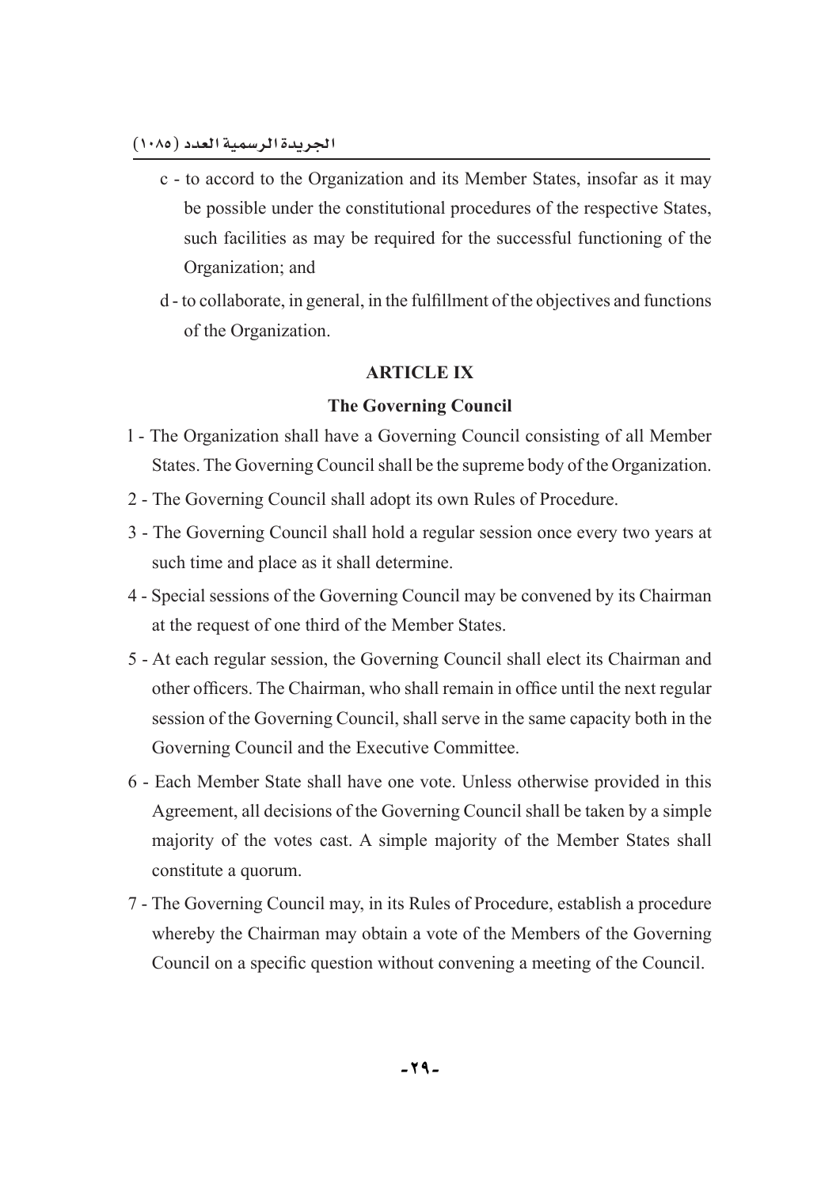c - to accord to the Organization and its Member States, insofar as it may be possible under the constitutional procedures of the respective States, such facilities as may be required for the successful functioning of the Organization; and

d - to collaborate, in general, in the fulfillment of the objectives and functions of the Organization.

## ARTICLE IX

### The Governing Council

1 - The Organization shall have a Governing Council consisting of all Member States. The Governing Council shall be the supreme body of the Organization.

2 - The Governing Council shall adopt its own Rules of Procedure.

3 - The Governing Council shall hold a regular session once every two years at such time and place as it shall determine.

4 - Special sessions of the Governing Council may be convened by its Chairman at the request of one third of the Member States.

5 - At each regular session, the Governing Council shall elect its Chairman and other officers. The Chairman, who shall remain in office until the next regular session of the Governing Council, shall serve in the same capacity both in the Governing Council and the Executive Committee.

6 - Each Member State shall have one vote. Unless otherwise provided in this Agreement, all decisions of the Governing Council shall be taken by a simple majority of the votes cast. A simple majority of the Member States shall constitute a quorum.

7 - The Governing Council may, in its Rules of Procedure, establish a procedure whereby the Chairman may obtain a vote of the Members of the Governing Council on a specific question without convening a meeting of the Council.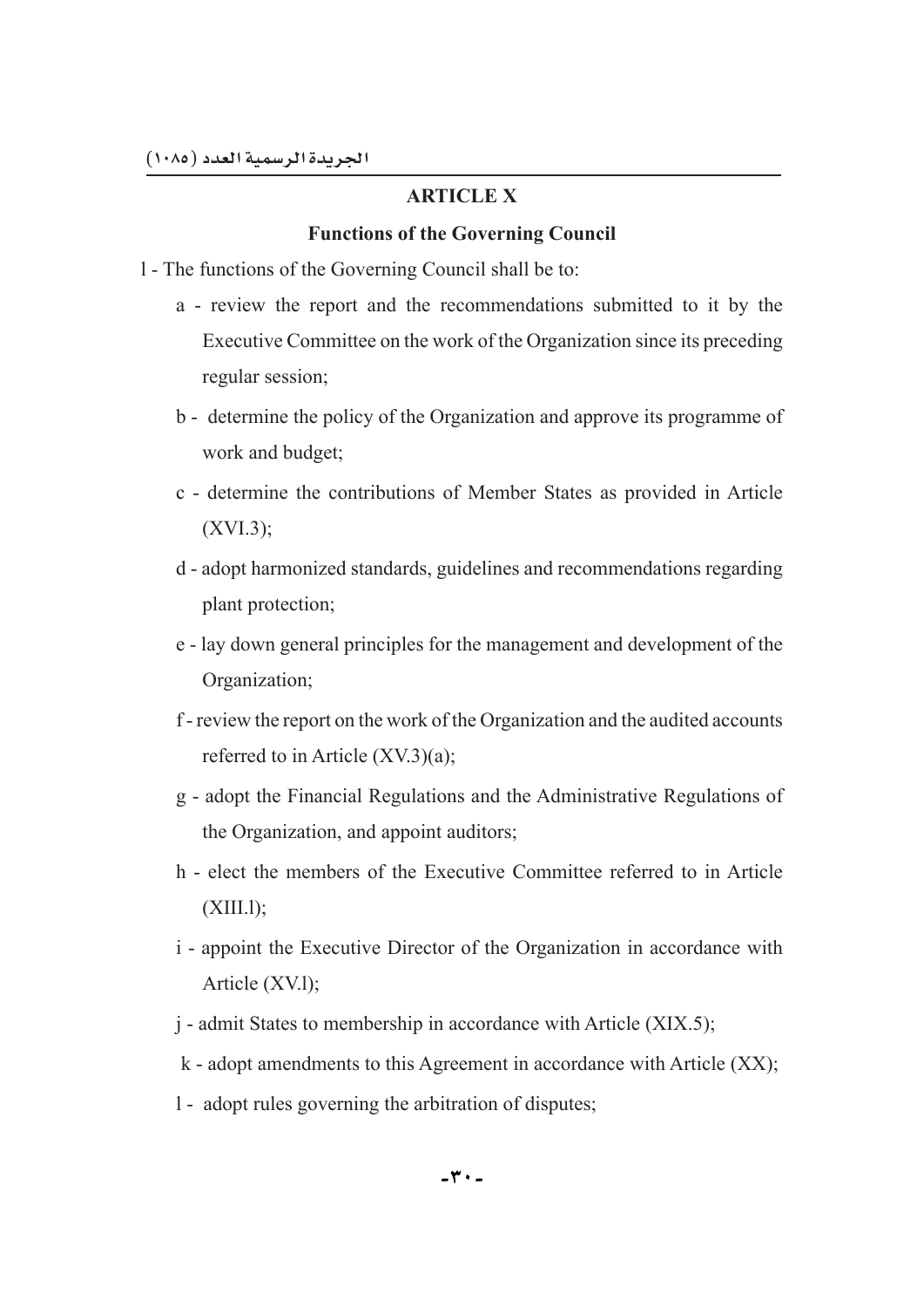## ARTICLE X

### Functions of the Governing Council

1 - The functions of the Governing Council shall be to:

a - review the report and the recommendations submitted to it by the Executive Committee on the work of the Organization since its preceding regular session;

b - determine the policy of the Organization and approve its programme of work and budget;

c - determine the contributions of Member States as provided in Article (XVI.3);

d - adopt harmonized standards, guidelines and recommendations regarding plant protection;

e - lay down general principles for the management and development of the Organization;

f - review the report on the work of the Organization and the audited accounts referred to in Article (XV.3)(a);

g - adopt the Financial Regulations and the Administrative Regulations of the Organization, and appoint auditors;

h - elect the members of the Executive Committee referred to in Article (XIII.l);

i - appoint the Executive Director of the Organization in accordance with Article (XV.l);

j - admit States to membership in accordance with Article (XIX.5);

k - adopt amendments to this Agreement in accordance with Article (XX);

l - adopt rules governing the arbitration of disputes;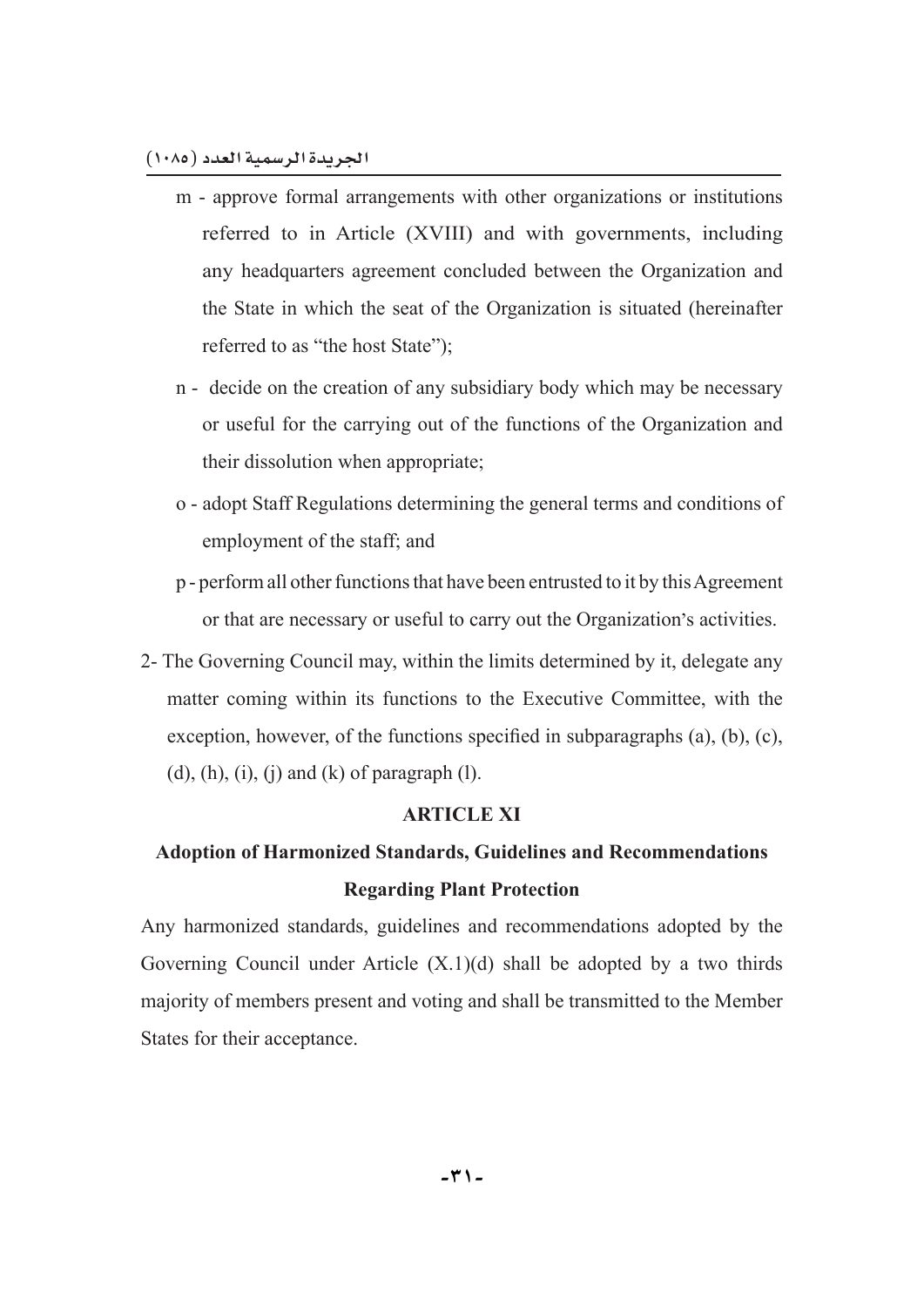m - approve formal arrangements with other organizations or institutions referred to in Article (XVIII) and with governments, including any headquarters agreement concluded between the Organization and the State in which the seat of the Organization is situated (hereinafter referred to as "the host State");

n - decide on the creation of any subsidiary body which may be necessary or useful for the carrying out of the functions of the Organization and their dissolution when appropriate;

o - adopt Staff Regulations determining the general terms and conditions of employment of the staff; and

p - perform all other functions that have been entrusted to it by this Agreement or that are necessary or useful to carry out the Organization's activities.

2- The Governing Council may, within the limits determined by it, delegate any matter coming within its functions to the Executive Committee, with the exception, however, of the functions specified in subparagraphs (a), (b), (c), (d), (h), (i), (j) and (k) of paragraph (l).

## ARTICLE XI

## Adoption of Harmonized Standards, Guidelines and Recommendations Regarding Plant Protection

Any harmonized standards, guidelines and recommendations adopted by the Governing Council under Article (X.1)(d) shall be adopted by a two thirds majority of members present and voting and shall be transmitted to the Member States for their acceptance.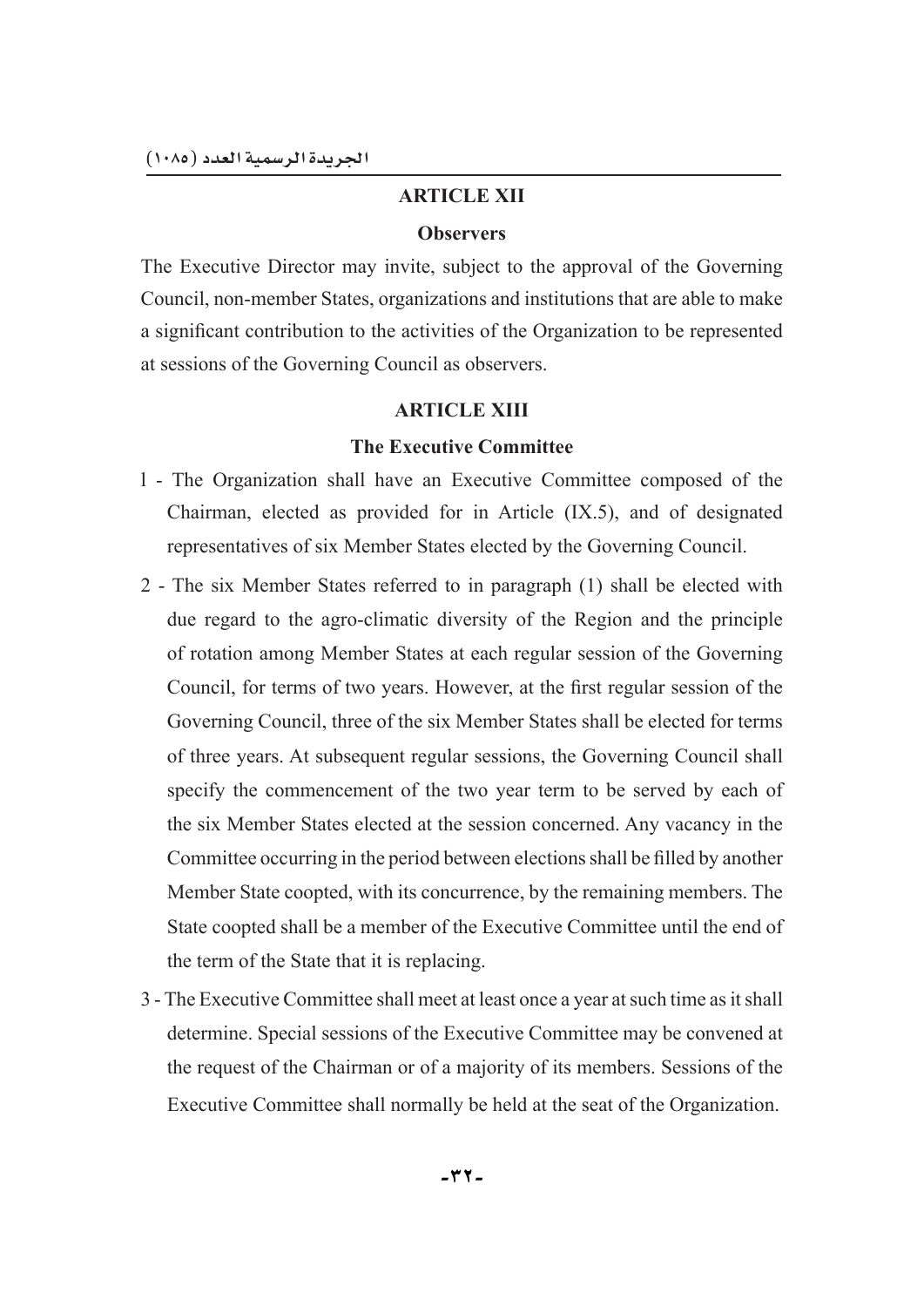## ARTICLE XII

### Observers

The Executive Director may invite, subject to the approval of the Governing Council, non-member States, organizations and institutions that are able to make a significant contribution to the activities of the Organization to be represented at sessions of the Governing Council as observers.

## ARTICLE XIII

### The Executive Committee

1 - The Organization shall have an Executive Committee composed of the Chairman, elected as provided for in Article (IX.5), and of designated representatives of six Member States elected by the Governing Council.

2 - The six Member States referred to in paragraph (1) shall be elected with due regard to the agro-climatic diversity of the Region and the principle of rotation among Member States at each regular session of the Governing Council, for terms of two years. However, at the first regular session of the Governing Council, three of the six Member States shall be elected for terms of three years. At subsequent regular sessions, the Governing Council shall specify the commencement of the two year term to be served by each of the six Member States elected at the session concerned. Any vacancy in the Committee occurring in the period between elections shall be filled by another Member State coopted, with its concurrence, by the remaining members. The State coopted shall be a member of the Executive Committee until the end of the term of the State that it is replacing.

3 - The Executive Committee shall meet at least once a year at such time as it shall determine. Special sessions of the Executive Committee may be convened at the request of the Chairman or of a majority of its members. Sessions of the Executive Committee shall normally be held at the seat of the Organization.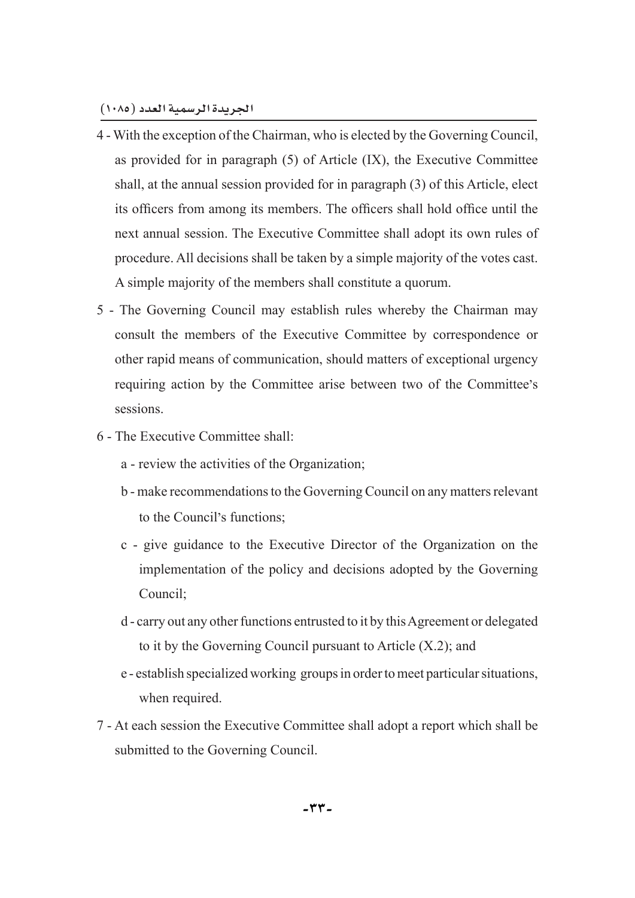4 - With the exception of the Chairman, who is elected by the Governing Council, as provided for in paragraph (5) of Article (IX), the Executive Committee shall, at the annual session provided for in paragraph (3) of this Article, elect its officers from among its members. The officers shall hold office until the next annual session. The Executive Committee shall adopt its own rules of procedure. All decisions shall be taken by a simple majority of the votes cast. A simple majority of the members shall constitute a quorum.

5 - The Governing Council may establish rules whereby the Chairman may consult the members of the Executive Committee by correspondence or other rapid means of communication, should matters of exceptional urgency requiring action by the Committee arise between two of the Committee's sessions.

6 - The Executive Committee shall:

a - review the activities of the Organization;

b - make recommendations to the Governing Council on any matters relevant to the Council's functions;

c - give guidance to the Executive Director of the Organization on the implementation of the policy and decisions adopted by the Governing Council;

d - carry out any other functions entrusted to it by this Agreement or delegated to it by the Governing Council pursuant to Article (X.2); and

e - establish specialized working groups in order to meet particular situations, when required.

7 - At each session the Executive Committee shall adopt a report which shall be submitted to the Governing Council.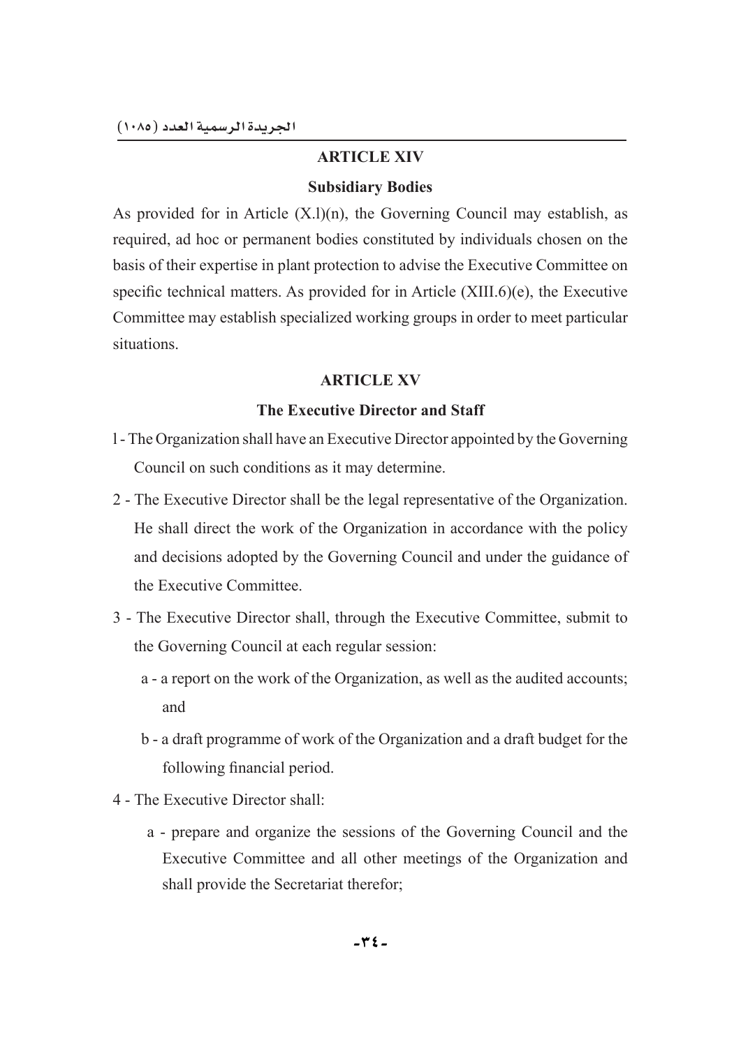## ARTICLE XIV

### Subsidiary Bodies

As provided for in Article (X.l)(n), the Governing Council may establish, as required, ad hoc or permanent bodies constituted by individuals chosen on the basis of their expertise in plant protection to advise the Executive Committee on specific technical matters. As provided for in Article (XIII.6)(e), the Executive Committee may establish specialized working groups in order to meet particular situations.

## ARTICLE XV

### The Executive Director and Staff

l - The Organization shall have an Executive Director appointed by the Governing Council on such conditions as it may determine.

2 - The Executive Director shall be the legal representative of the Organization. He shall direct the work of the Organization in accordance with the policy and decisions adopted by the Governing Council and under the guidance of the Executive Committee.

3 - The Executive Director shall, through the Executive Committee, submit to the Governing Council at each regular session:

  a - a report on the work of the Organization, as well as the audited accounts; and

  b - a draft programme of work of the Organization and a draft budget for the following financial period.

4 - The Executive Director shall:

  a - prepare and organize the sessions of the Governing Council and the Executive Committee and all other meetings of the Organization and shall provide the Secretariat therefor;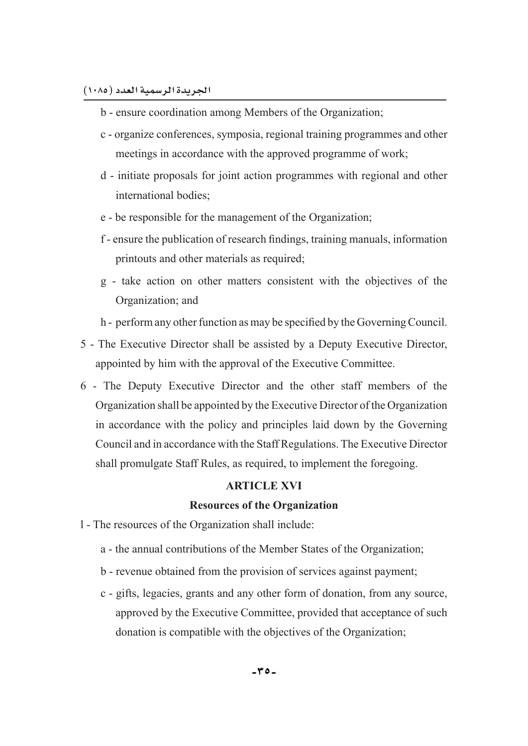b - ensure coordination among Members of the Organization;

c - organize conferences, symposia, regional training programmes and other meetings in accordance with the approved programme of work;

d - initiate proposals for joint action programmes with regional and other international bodies;

e - be responsible for the management of the Organization;

f - ensure the publication of research findings, training manuals, information printouts and other materials as required;

g - take action on other matters consistent with the objectives of the Organization; and

h - perform any other function as may be specified by the Governing Council.

5 - The Executive Director shall be assisted by a Deputy Executive Director, appointed by him with the approval of the Executive Committee.

6 - The Deputy Executive Director and the other staff members of the Organization shall be appointed by the Executive Director of the Organization in accordance with the policy and principles laid down by the Governing Council and in accordance with the Staff Regulations. The Executive Director shall promulgate Staff Rules, as required, to implement the foregoing.

## ARTICLE XVI

### Resources of the Organization

1 - The resources of the Organization shall include:

a - the annual contributions of the Member States of the Organization;

b - revenue obtained from the provision of services against payment;

c - gifts, legacies, grants and any other form of donation, from any source, approved by the Executive Committee, provided that acceptance of such donation is compatible with the objectives of the Organization;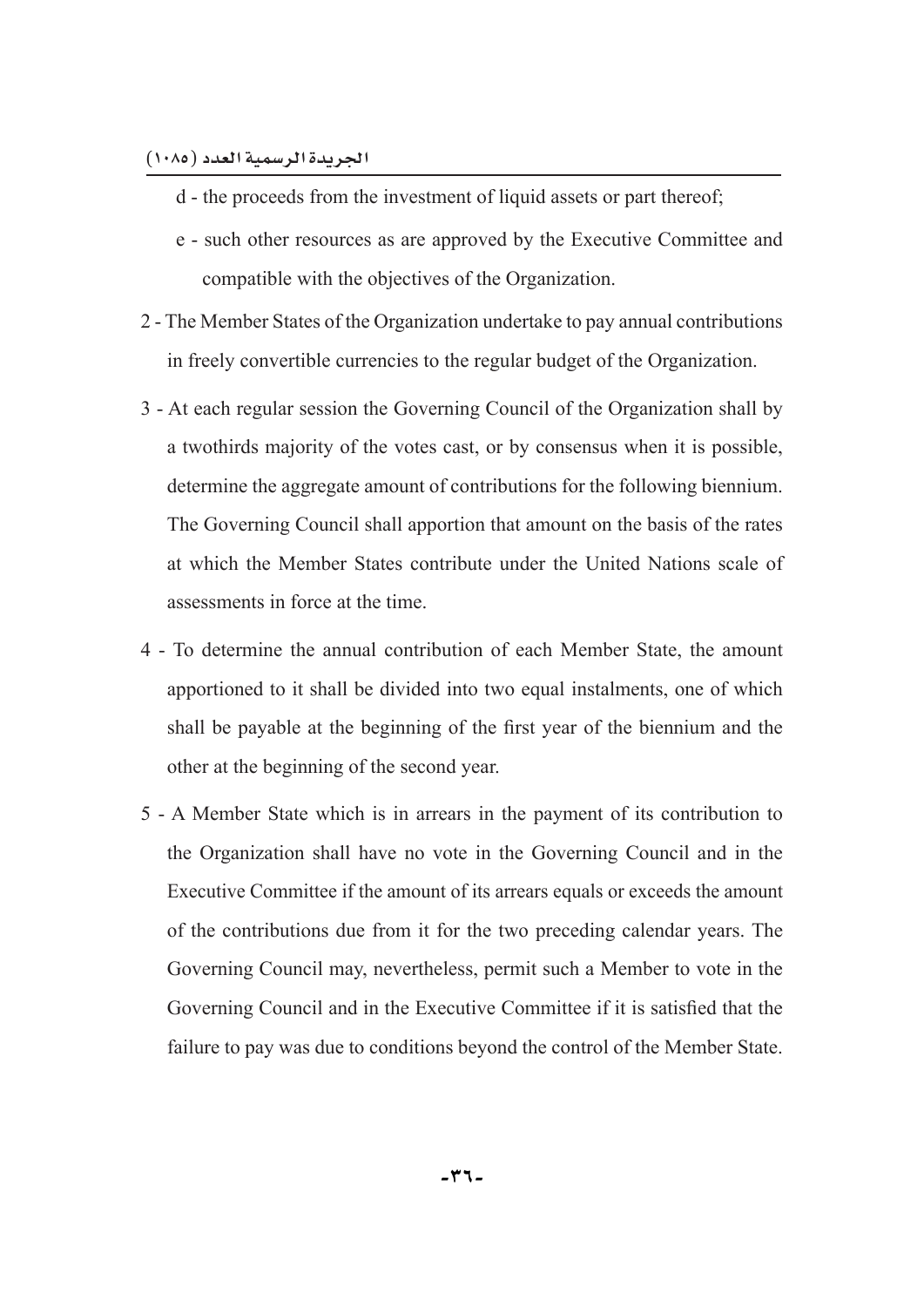d - the proceeds from the investment of liquid assets or part thereof;

e - such other resources as are approved by the Executive Committee and compatible with the objectives of the Organization.

2 - The Member States of the Organization undertake to pay annual contributions in freely convertible currencies to the regular budget of the Organization.

3 - At each regular session the Governing Council of the Organization shall by a twothirds majority of the votes cast, or by consensus when it is possible, determine the aggregate amount of contributions for the following biennium. The Governing Council shall apportion that amount on the basis of the rates at which the Member States contribute under the United Nations scale of assessments in force at the time.

4 - To determine the annual contribution of each Member State, the amount apportioned to it shall be divided into two equal instalments, one of which shall be payable at the beginning of the first year of the biennium and the other at the beginning of the second year.

5 - A Member State which is in arrears in the payment of its contribution to the Organization shall have no vote in the Governing Council and in the Executive Committee if the amount of its arrears equals or exceeds the amount of the contributions due from it for the two preceding calendar years. The Governing Council may, nevertheless, permit such a Member to vote in the Governing Council and in the Executive Committee if it is satisfied that the failure to pay was due to conditions beyond the control of the Member State.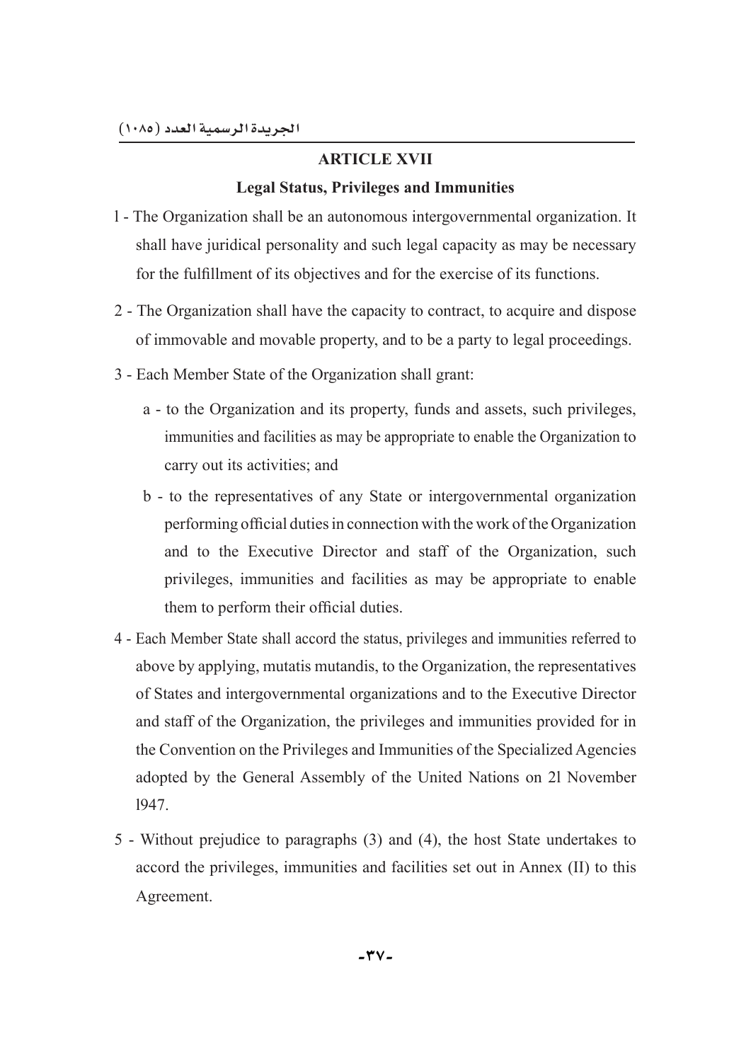## ARTICLE XVII

### Legal Status, Privileges and Immunities

1 - The Organization shall be an autonomous intergovernmental organization. It shall have juridical personality and such legal capacity as may be necessary for the fulfillment of its objectives and for the exercise of its functions.

2 - The Organization shall have the capacity to contract, to acquire and dispose of immovable and movable property, and to be a party to legal proceedings.

3 - Each Member State of the Organization shall grant:

   a - to the Organization and its property, funds and assets, such privileges, immunities and facilities as may be appropriate to enable the Organization to carry out its activities; and

   b - to the representatives of any State or intergovernmental organization performing official duties in connection with the work of the Organization and to the Executive Director and staff of the Organization, such privileges, immunities and facilities as may be appropriate to enable them to perform their official duties.

4 - Each Member State shall accord the status, privileges and immunities referred to above by applying, mutatis mutandis, to the Organization, the representatives of States and intergovernmental organizations and to the Executive Director and staff of the Organization, the privileges and immunities provided for in the Convention on the Privileges and Immunities of the Specialized Agencies adopted by the General Assembly of the United Nations on 21 November 1947.

5 - Without prejudice to paragraphs (3) and (4), the host State undertakes to accord the privileges, immunities and facilities set out in Annex (II) to this Agreement.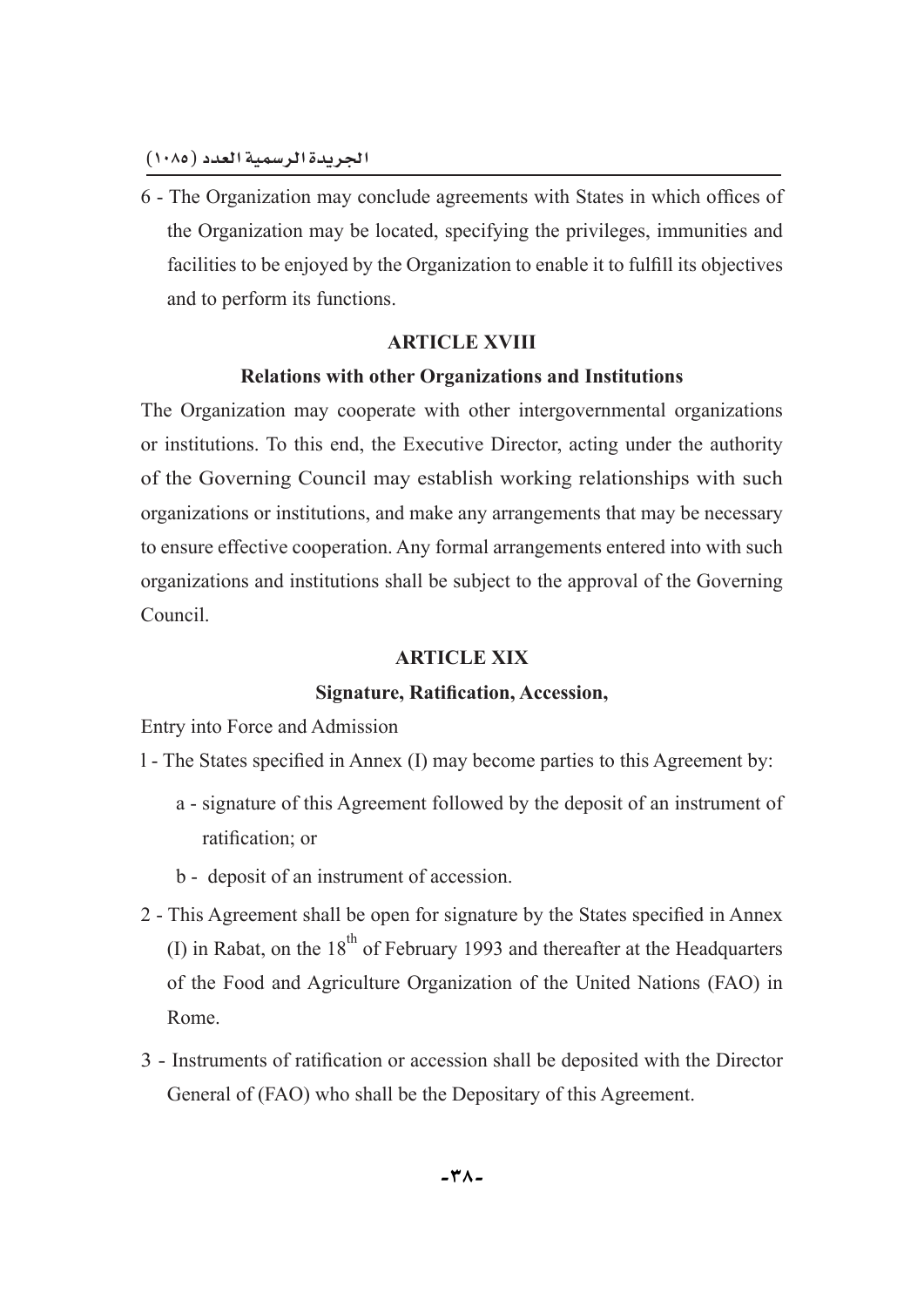6 - The Organization may conclude agreements with States in which offices of the Organization may be located, specifying the privileges, immunities and facilities to be enjoyed by the Organization to enable it to fulfill its objectives and to perform its functions.

### ARTICLE XVIII

### Relations with other Organizations and Institutions

The Organization may cooperate with other intergovernmental organizations or institutions. To this end, the Executive Director, acting under the authority of the Governing Council may establish working relationships with such organizations or institutions, and make any arrangements that may be necessary to ensure effective cooperation. Any formal arrangements entered into with such organizations and institutions shall be subject to the approval of the Governing Council.

### ARTICLE XIX

### Signature, Ratification, Accession,

Entry into Force and Admission

l - The States specified in Annex (I) may become parties to this Agreement by:

a - signature of this Agreement followed by the deposit of an instrument of ratification; or

b - deposit of an instrument of accession.

2 - This Agreement shall be open for signature by the States specified in Annex (I) in Rabat, on the 18th of February 1993 and thereafter at the Headquarters of the Food and Agriculture Organization of the United Nations (FAO) in Rome.

3 - Instruments of ratification or accession shall be deposited with the Director General of (FAO) who shall be the Depositary of this Agreement.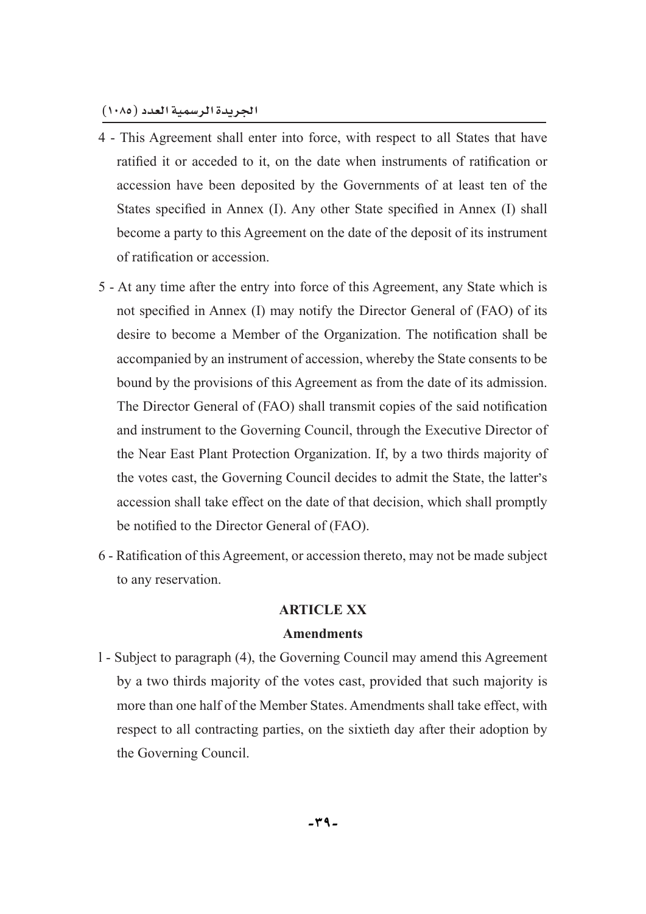4 - This Agreement shall enter into force, with respect to all States that have ratified it or acceded to it, on the date when instruments of ratification or accession have been deposited by the Governments of at least ten of the States specified in Annex (I). Any other State specified in Annex (I) shall become a party to this Agreement on the date of the deposit of its instrument of ratification or accession.

5 - At any time after the entry into force of this Agreement, any State which is not specified in Annex (I) may notify the Director General of (FAO) of its desire to become a Member of the Organization. The notification shall be accompanied by an instrument of accession, whereby the State consents to be bound by the provisions of this Agreement as from the date of its admission. The Director General of (FAO) shall transmit copies of the said notification and instrument to the Governing Council, through the Executive Director of the Near East Plant Protection Organization. If, by a two thirds majority of the votes cast, the Governing Council decides to admit the State, the latter's accession shall take effect on the date of that decision, which shall promptly be notified to the Director General of (FAO).

6 - Ratification of this Agreement, or accession thereto, may not be made subject to any reservation.

### ARTICLE XX

### Amendments

1 - Subject to paragraph (4), the Governing Council may amend this Agreement by a two thirds majority of the votes cast, provided that such majority is more than one half of the Member States. Amendments shall take effect, with respect to all contracting parties, on the sixtieth day after their adoption by the Governing Council.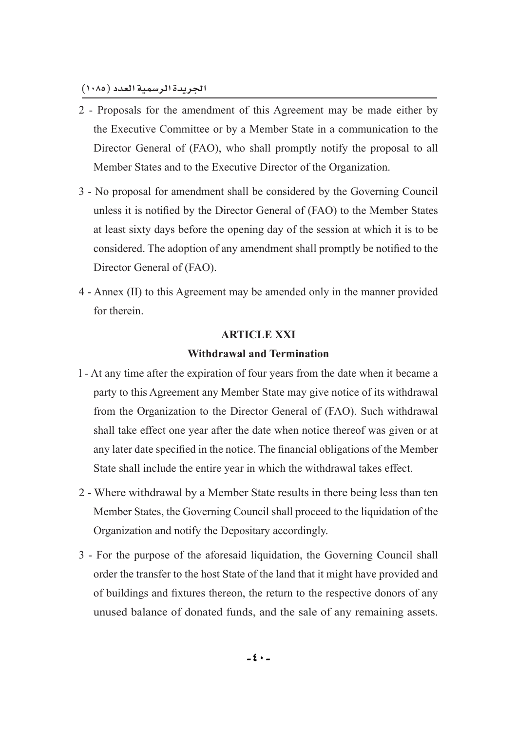2 - Proposals for the amendment of this Agreement may be made either by the Executive Committee or by a Member State in a communication to the Director General of (FAO), who shall promptly notify the proposal to all Member States and to the Executive Director of the Organization.

3 - No proposal for amendment shall be considered by the Governing Council unless it is notified by the Director General of (FAO) to the Member States at least sixty days before the opening day of the session at which it is to be considered. The adoption of any amendment shall promptly be notified to the Director General of (FAO).

4 - Annex (II) to this Agreement may be amended only in the manner provided for therein.

**ARTICLE XXI**

**Withdrawal and Termination**

1 - At any time after the expiration of four years from the date when it became a party to this Agreement any Member State may give notice of its withdrawal from the Organization to the Director General of (FAO). Such withdrawal shall take effect one year after the date when notice thereof was given or at any later date specified in the notice. The financial obligations of the Member State shall include the entire year in which the withdrawal takes effect.

2 - Where withdrawal by a Member State results in there being less than ten Member States, the Governing Council shall proceed to the liquidation of the Organization and notify the Depositary accordingly.

3 - For the purpose of the aforesaid liquidation, the Governing Council shall order the transfer to the host State of the land that it might have provided and of buildings and fixtures thereon, the return to the respective donors of any unused balance of donated funds, and the sale of any remaining assets.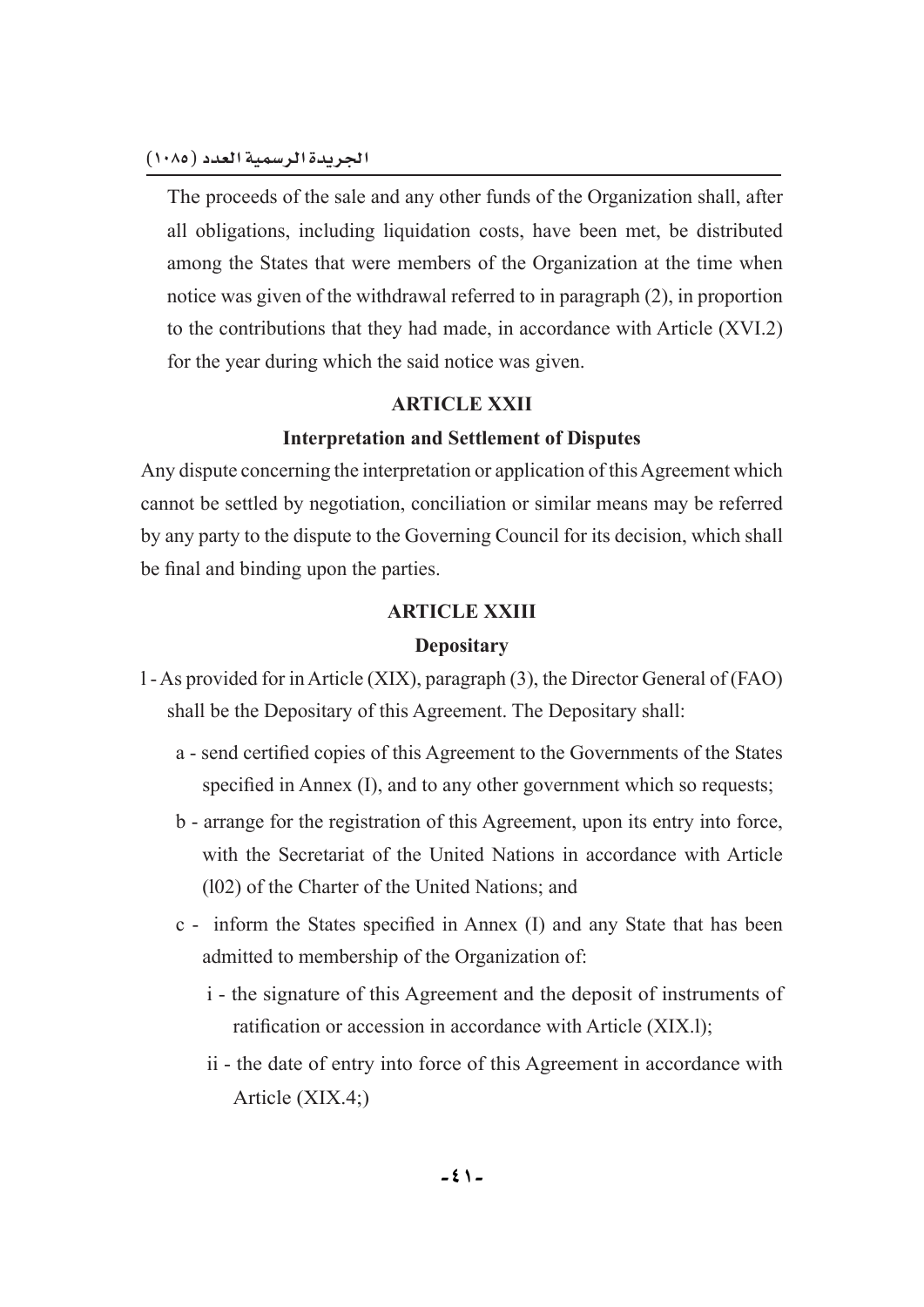The proceeds of the sale and any other funds of the Organization shall, after all obligations, including liquidation costs, have been met, be distributed among the States that were members of the Organization at the time when notice was given of the withdrawal referred to in paragraph (2), in proportion to the contributions that they had made, in accordance with Article (XVI.2) for the year during which the said notice was given.

**ARTICLE XXII**

**Interpretation and Settlement of Disputes**

Any dispute concerning the interpretation or application of this Agreement which cannot be settled by negotiation, conciliation or similar means may be referred by any party to the dispute to the Governing Council for its decision, which shall be final and binding upon the parties.

**ARTICLE XXIII**

**Depositary**

l - As provided for in Article (XIX), paragraph (3), the Director General of (FAO) shall be the Depositary of this Agreement. The Depositary shall:

a - send certified copies of this Agreement to the Governments of the States specified in Annex (I), and to any other government which so requests;

b - arrange for the registration of this Agreement, upon its entry into force, with the Secretariat of the United Nations in accordance with Article (l02) of the Charter of the United Nations; and

c - inform the States specified in Annex (I) and any State that has been admitted to membership of the Organization of:

i - the signature of this Agreement and the deposit of instruments of ratification or accession in accordance with Article (XIX.l);

ii - the date of entry into force of this Agreement in accordance with Article (XIX.4;)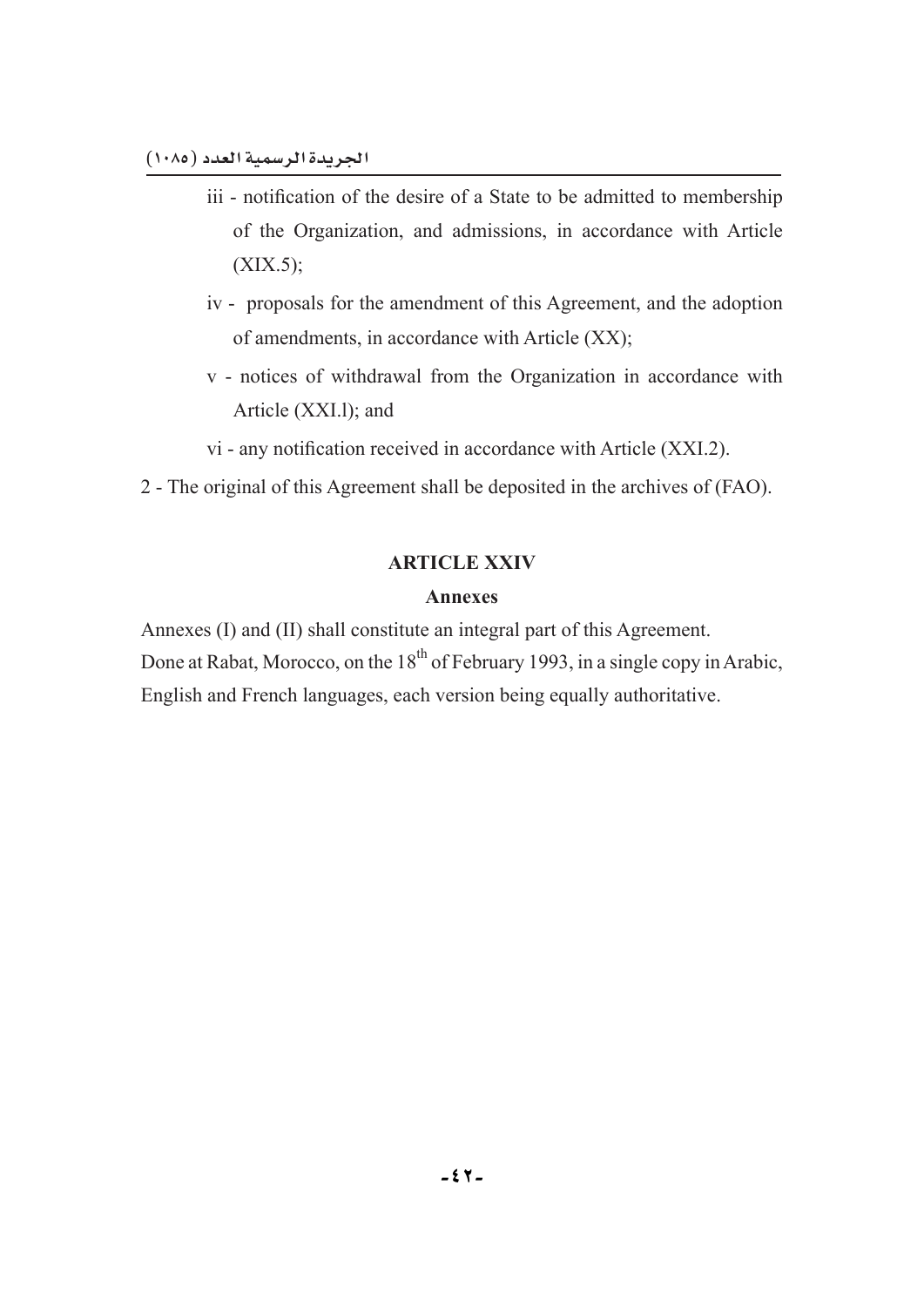iii - notification of the desire of a State to be admitted to membership of the Organization, and admissions, in accordance with Article (XIX.5);

iv - proposals for the amendment of this Agreement, and the adoption of amendments, in accordance with Article (XX);

v - notices of withdrawal from the Organization in accordance with Article (XXI.l); and

vi - any notification received in accordance with Article (XXI.2).

2 - The original of this Agreement shall be deposited in the archives of (FAO).

## ARTICLE XXIV

### Annexes

Annexes (I) and (II) shall constitute an integral part of this Agreement.

Done at Rabat, Morocco, on the 18th of February 1993, in a single copy in Arabic, English and French languages, each version being equally authoritative.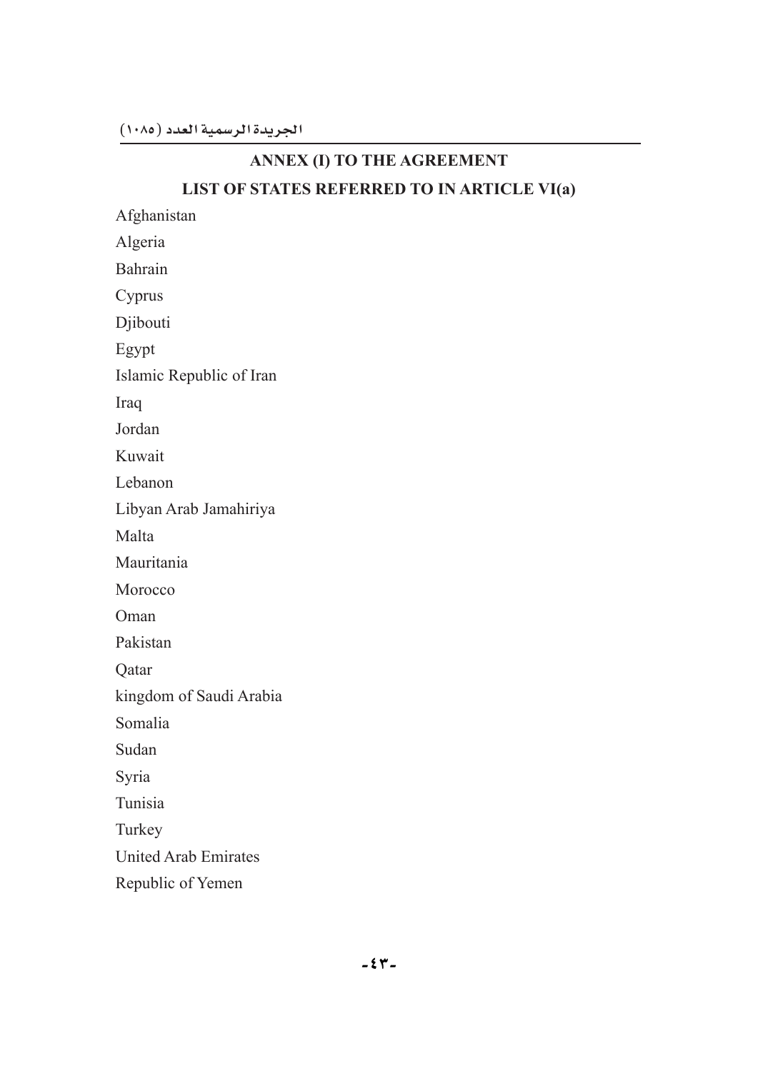## ANNEX (I) TO THE AGREEMENT

### LIST OF STATES REFERRED TO IN ARTICLE VI(a)

Afghanistan

Algeria

Bahrain

Cyprus

Djibouti

Egypt

Islamic Republic of Iran

Iraq

Jordan

Kuwait

Lebanon

Libyan Arab Jamahiriya

Malta

Mauritania

Morocco

Oman

Pakistan

Qatar

kingdom of Saudi Arabia

Somalia

Sudan

Syria

Tunisia

Turkey

United Arab Emirates

Republic of Yemen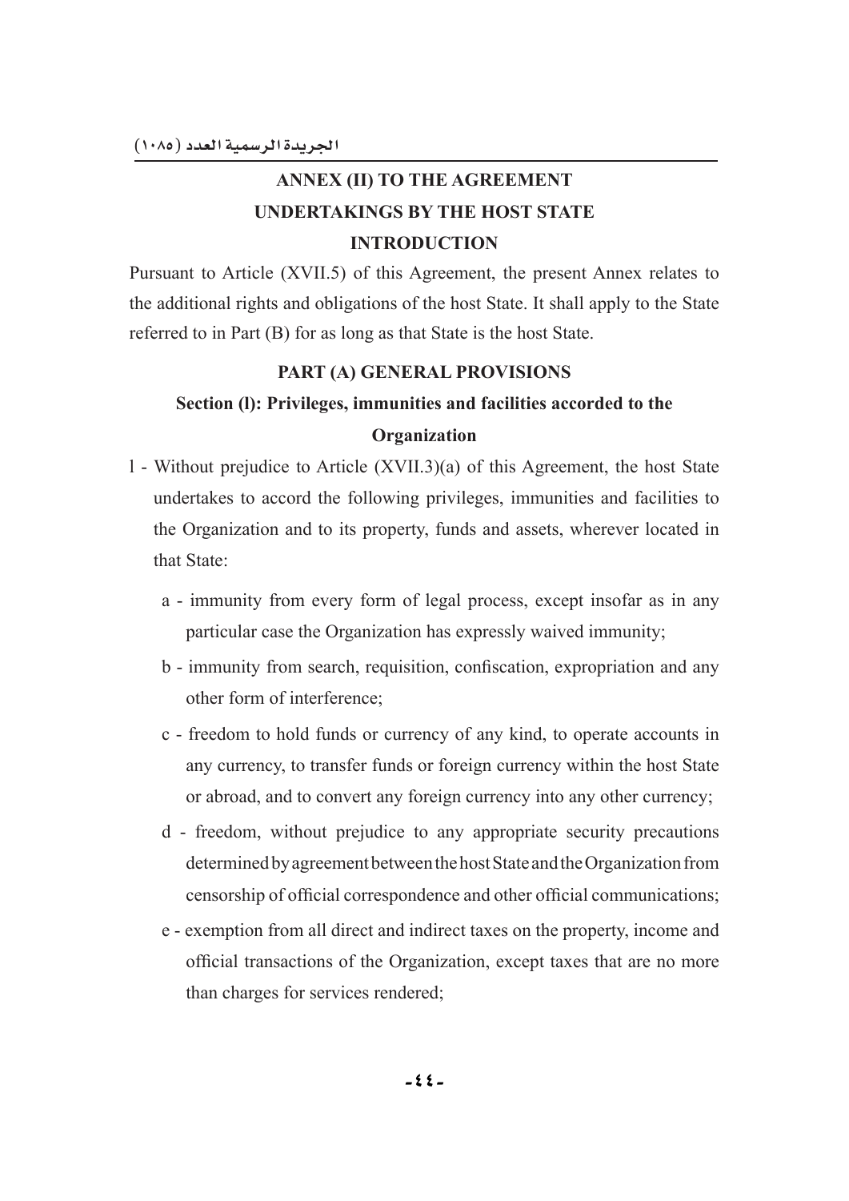## ANNEX (II) TO THE AGREEMENT

## UNDERTAKINGS BY THE HOST STATE

### INTRODUCTION

Pursuant to Article (XVII.5) of this Agreement, the present Annex relates to the additional rights and obligations of the host State. It shall apply to the State referred to in Part (B) for as long as that State is the host State.

### PART (A) GENERAL PROVISIONS

### Section (l): Privileges, immunities and facilities accorded to the Organization

1 - Without prejudice to Article (XVII.3)(a) of this Agreement, the host State undertakes to accord the following privileges, immunities and facilities to the Organization and to its property, funds and assets, wherever located in that State:

   a - immunity from every form of legal process, except insofar as in any particular case the Organization has expressly waived immunity;

   b - immunity from search, requisition, confiscation, expropriation and any other form of interference;

   c - freedom to hold funds or currency of any kind, to operate accounts in any currency, to transfer funds or foreign currency within the host State or abroad, and to convert any foreign currency into any other currency;

   d - freedom, without prejudice to any appropriate security precautions determined by agreement between the host State and the Organization from censorship of official correspondence and other official communications;

   e - exemption from all direct and indirect taxes on the property, income and official transactions of the Organization, except taxes that are no more than charges for services rendered;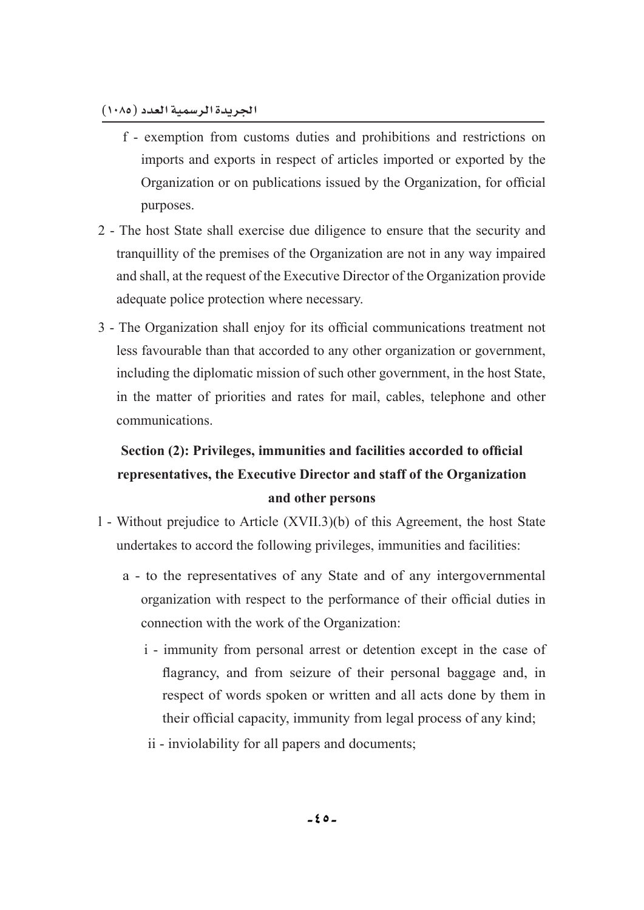f - exemption from customs duties and prohibitions and restrictions on imports and exports in respect of articles imported or exported by the Organization or on publications issued by the Organization, for official purposes.

2 - The host State shall exercise due diligence to ensure that the security and tranquillity of the premises of the Organization are not in any way impaired and shall, at the request of the Executive Director of the Organization provide adequate police protection where necessary.

3 - The Organization shall enjoy for its official communications treatment not less favourable than that accorded to any other organization or government, including the diplomatic mission of such other government, in the host State, in the matter of priorities and rates for mail, cables, telephone and other communications.

### Section (2): Privileges, immunities and facilities accorded to official representatives, the Executive Director and staff of the Organization and other persons

1 - Without prejudice to Article (XVII.3)(b) of this Agreement, the host State undertakes to accord the following privileges, immunities and facilities:

a - to the representatives of any State and of any intergovernmental organization with respect to the performance of their official duties in connection with the work of the Organization:

i - immunity from personal arrest or detention except in the case of flagrancy, and from seizure of their personal baggage and, in respect of words spoken or written and all acts done by them in their official capacity, immunity from legal process of any kind;

ii - inviolability for all papers and documents;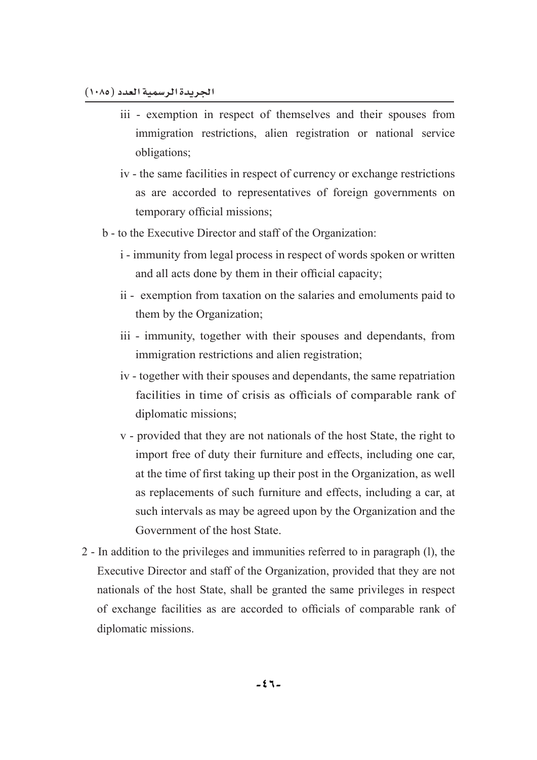iii - exemption in respect of themselves and their spouses from immigration restrictions, alien registration or national service obligations;

iv - the same facilities in respect of currency or exchange restrictions as are accorded to representatives of foreign governments on temporary official missions;

b - to the Executive Director and staff of the Organization:

i - immunity from legal process in respect of words spoken or written and all acts done by them in their official capacity;

ii - exemption from taxation on the salaries and emoluments paid to them by the Organization;

iii - immunity, together with their spouses and dependants, from immigration restrictions and alien registration;

iv - together with their spouses and dependants, the same repatriation facilities in time of crisis as officials of comparable rank of diplomatic missions;

v - provided that they are not nationals of the host State, the right to import free of duty their furniture and effects, including one car, at the time of first taking up their post in the Organization, as well as replacements of such furniture and effects, including a car, at such intervals as may be agreed upon by the Organization and the Government of the host State.

2 - In addition to the privileges and immunities referred to in paragraph (l), the Executive Director and staff of the Organization, provided that they are not nationals of the host State, shall be granted the same privileges in respect of exchange facilities as are accorded to officials of comparable rank of diplomatic missions.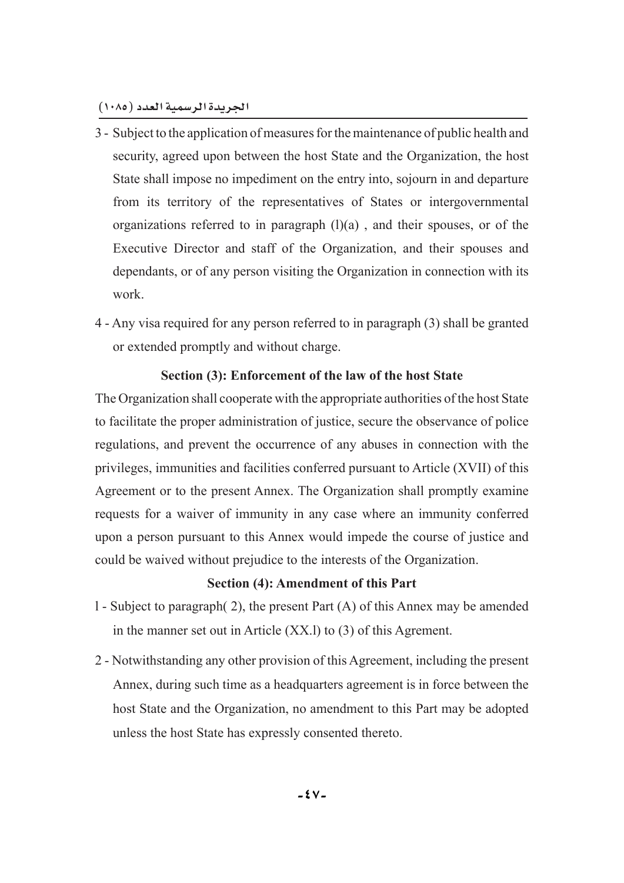3 - Subject to the application of measures for the maintenance of public health and security, agreed upon between the host State and the Organization, the host State shall impose no impediment on the entry into, sojourn in and departure from its territory of the representatives of States or intergovernmental organizations referred to in paragraph (l)(a) , and their spouses, or of the Executive Director and staff of the Organization, and their spouses and dependants, or of any person visiting the Organization in connection with its work.

4 - Any visa required for any person referred to in paragraph (3) shall be granted or extended promptly and without charge.

**Section (3): Enforcement of the law of the host State**

The Organization shall cooperate with the appropriate authorities of the host State to facilitate the proper administration of justice, secure the observance of police regulations, and prevent the occurrence of any abuses in connection with the privileges, immunities and facilities conferred pursuant to Article (XVII) of this Agreement or to the present Annex. The Organization shall promptly examine requests for a waiver of immunity in any case where an immunity conferred upon a person pursuant to this Annex would impede the course of justice and could be waived without prejudice to the interests of the Organization.

**Section (4): Amendment of this Part**

l - Subject to paragraph( 2), the present Part (A) of this Annex may be amended in the manner set out in Article (XX.l) to (3) of this Agrement.

2 - Notwithstanding any other provision of this Agreement, including the present Annex, during such time as a headquarters agreement is in force between the host State and the Organization, no amendment to this Part may be adopted unless the host State has expressly consented thereto.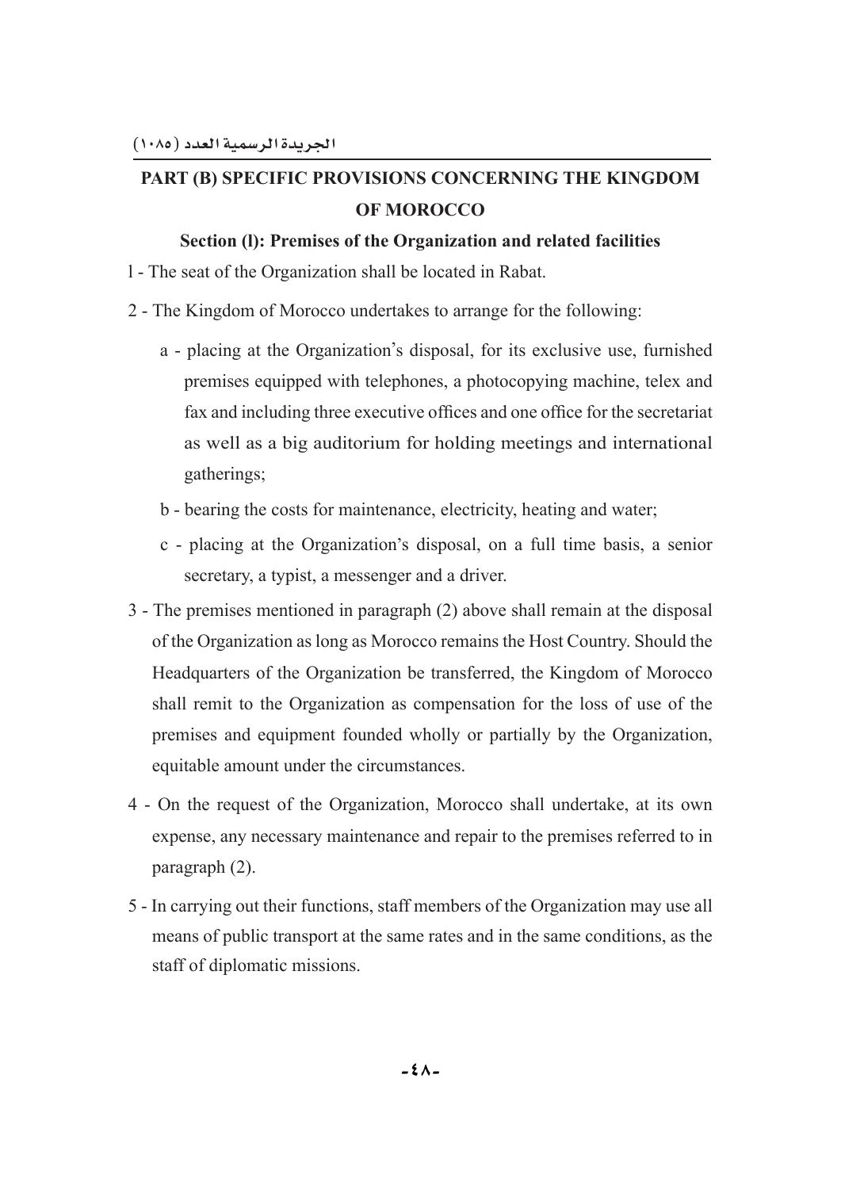## PART (B) SPECIFIC PROVISIONS CONCERNING THE KINGDOM OF MOROCCO

### Section (l): Premises of the Organization and related facilities

l - The seat of the Organization shall be located in Rabat.

2 - The Kingdom of Morocco undertakes to arrange for the following:

a - placing at the Organization's disposal, for its exclusive use, furnished premises equipped with telephones, a photocopying machine, telex and fax and including three executive offices and one office for the secretariat as well as a big auditorium for holding meetings and international gatherings;

b - bearing the costs for maintenance, electricity, heating and water;

c - placing at the Organization's disposal, on a full time basis, a senior secretary, a typist, a messenger and a driver.

3 - The premises mentioned in paragraph (2) above shall remain at the disposal of the Organization as long as Morocco remains the Host Country. Should the Headquarters of the Organization be transferred, the Kingdom of Morocco shall remit to the Organization as compensation for the loss of use of the premises and equipment founded wholly or partially by the Organization, equitable amount under the circumstances.

4 - On the request of the Organization, Morocco shall undertake, at its own expense, any necessary maintenance and repair to the premises referred to in paragraph (2).

5 - In carrying out their functions, staff members of the Organization may use all means of public transport at the same rates and in the same conditions, as the staff of diplomatic missions.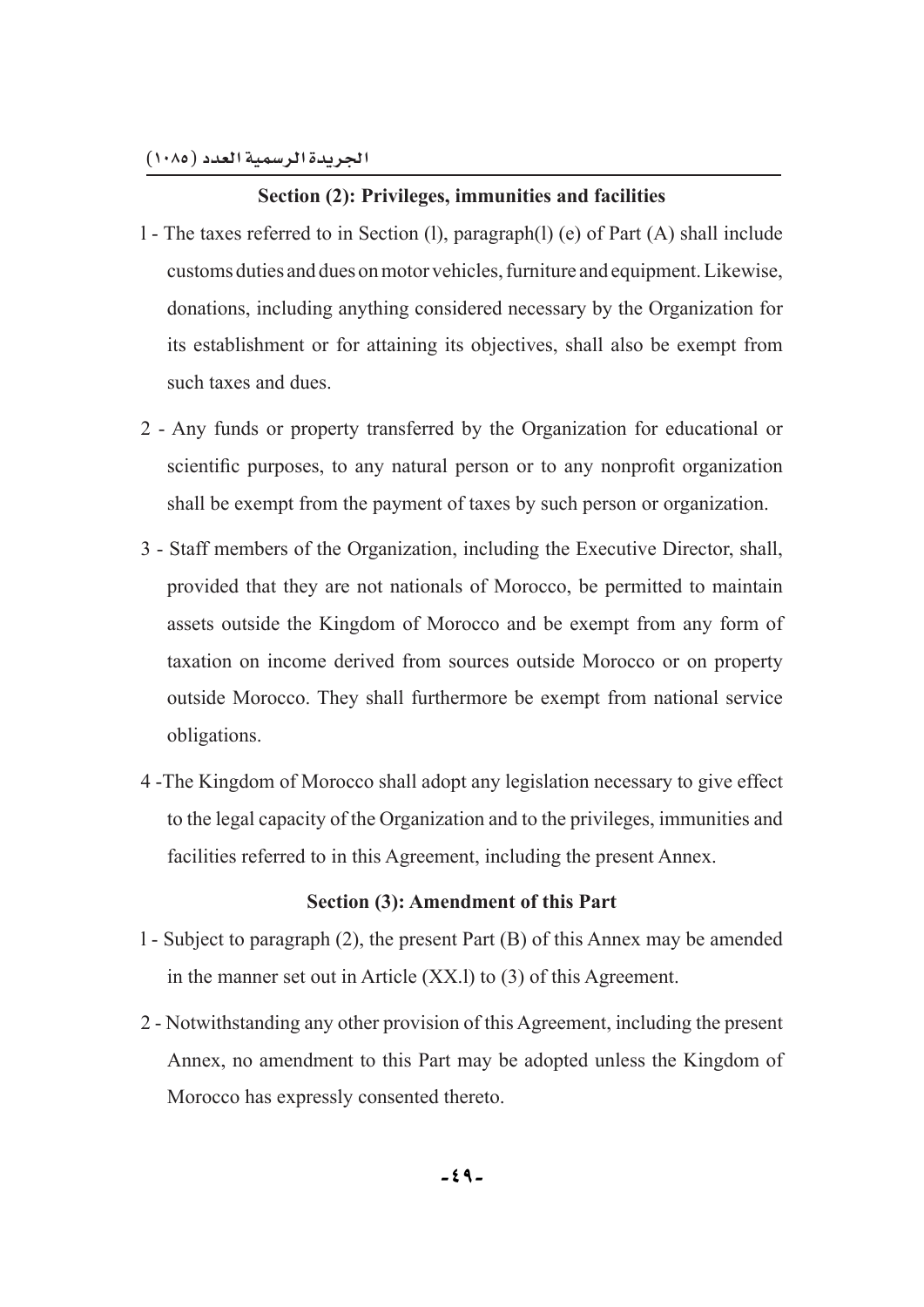## Section (2): Privileges, immunities and facilities

1 - The taxes referred to in Section (l), paragraph(l) (e) of Part (A) shall include customs duties and dues on motor vehicles, furniture and equipment. Likewise, donations, including anything considered necessary by the Organization for its establishment or for attaining its objectives, shall also be exempt from such taxes and dues.

2 - Any funds or property transferred by the Organization for educational or scientific purposes, to any natural person or to any nonprofit organization shall be exempt from the payment of taxes by such person or organization.

3 - Staff members of the Organization, including the Executive Director, shall, provided that they are not nationals of Morocco, be permitted to maintain assets outside the Kingdom of Morocco and be exempt from any form of taxation on income derived from sources outside Morocco or on property outside Morocco. They shall furthermore be exempt from national service obligations.

4 -The Kingdom of Morocco shall adopt any legislation necessary to give effect to the legal capacity of the Organization and to the privileges, immunities and facilities referred to in this Agreement, including the present Annex.

## Section (3): Amendment of this Part

1 - Subject to paragraph (2), the present Part (B) of this Annex may be amended in the manner set out in Article (XX.l) to (3) of this Agreement.

2 - Notwithstanding any other provision of this Agreement, including the present Annex, no amendment to this Part may be adopted unless the Kingdom of Morocco has expressly consented thereto.